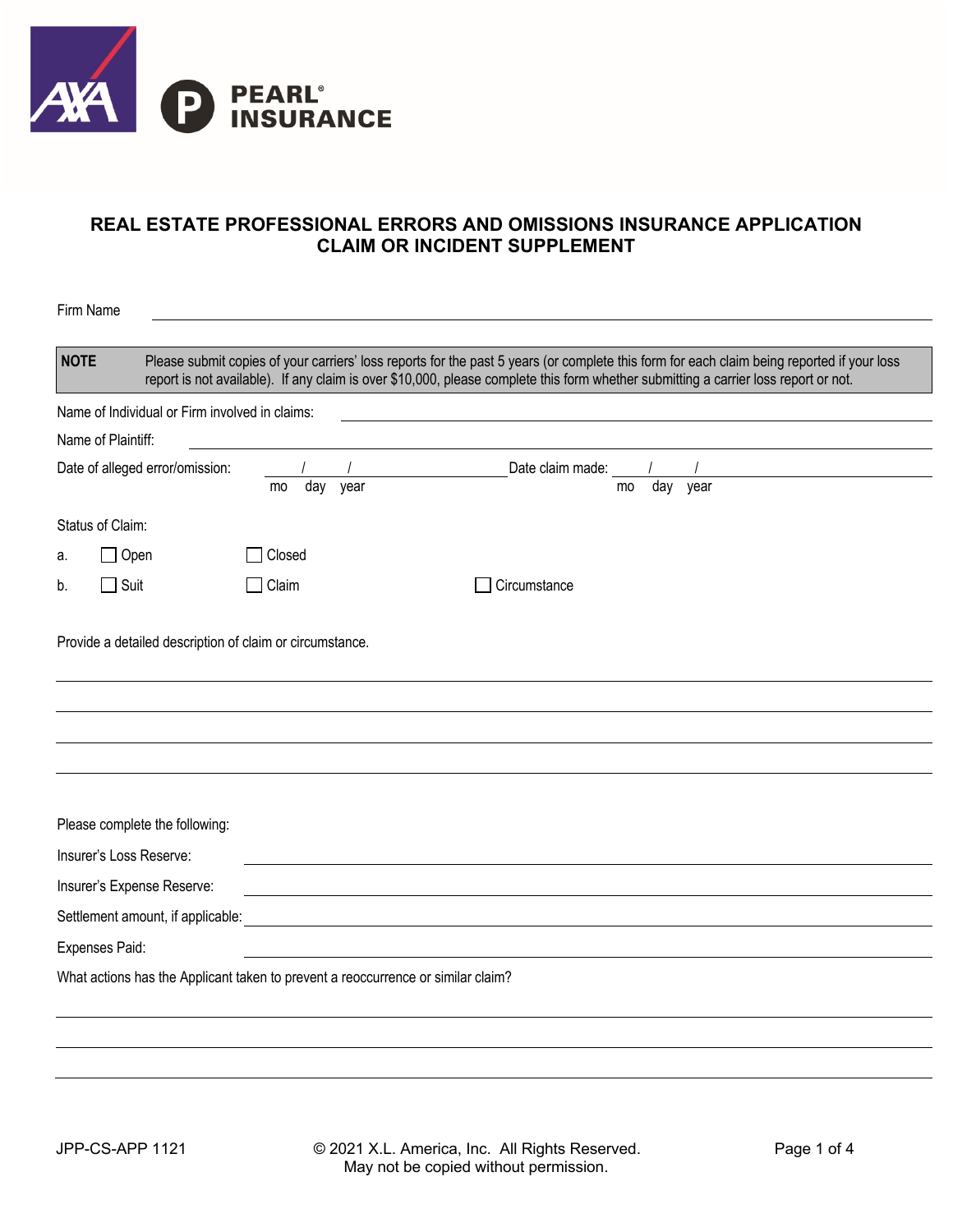AXA PEARL® INSURANCE

# REAL ESTATE PROFESSIONAL ERRORS AND OMISSIONS INSURANCE APPLICATION
## CLAIM OR INCIDENT SUPPLEMENT

Firm Name \_\_\_\_\_\_\_\_\_\_\_\_\_\_\_\_\_\_\_\_\_\_\_\_\_\_\_\_\_\_\_\_\_\_\_\_\_\_\_\_

| NOTE | Please submit copies of your carriers' loss reports for the past 5 years (or complete this form for each claim being reported if your loss report is not available). If any claim is over $10,000, please complete this form whether submitting a carrier loss report or not. |
|---|---|

Name of Individual or Firm involved in claims: \_\_\_\_\_\_\_\_\_\_\_\_\_\_\_\_\_\_\_\_\_\_\_\_\_\_\_\_

Name of Plaintiff: \_\_\_\_\_\_\_\_\_\_\_\_\_\_\_\_\_\_\_\_\_\_\_\_\_\_\_\_

Date of alleged error/omission: \_\_\_\_ / \_\_\_\_ / \_\_\_\_ (mo day year) Date claim made: \_\_\_\_ / \_\_\_\_ / \_\_\_\_ (mo day year)

Status of Claim:

a. ☐ Open ☐ Closed

b. ☐ Suit ☐ Claim ☐ Circumstance

Provide a detailed description of claim or circumstance.

\_\_\_\_\_\_\_\_\_\_\_\_\_\_\_\_\_\_\_\_\_\_\_\_\_\_\_\_\_\_\_\_\_\_\_\_\_\_\_\_

\_\_\_\_\_\_\_\_\_\_\_\_\_\_\_\_\_\_\_\_\_\_\_\_\_\_\_\_\_\_\_\_\_\_\_\_\_\_\_\_

\_\_\_\_\_\_\_\_\_\_\_\_\_\_\_\_\_\_\_\_\_\_\_\_\_\_\_\_\_\_\_\_\_\_\_\_\_\_\_\_

\_\_\_\_\_\_\_\_\_\_\_\_\_\_\_\_\_\_\_\_\_\_\_\_\_\_\_\_\_\_\_\_\_\_\_\_\_\_\_\_

Please complete the following:

Insurer's Loss Reserve: \_\_\_\_\_\_\_\_\_\_\_\_\_\_\_\_\_\_\_\_\_\_\_\_\_\_\_\_

Insurer's Expense Reserve: \_\_\_\_\_\_\_\_\_\_\_\_\_\_\_\_\_\_\_\_\_\_\_\_\_\_\_\_

Settlement amount, if applicable: \_\_\_\_\_\_\_\_\_\_\_\_\_\_\_\_\_\_\_\_\_\_\_\_\_\_\_\_

Expenses Paid: \_\_\_\_\_\_\_\_\_\_\_\_\_\_\_\_\_\_\_\_\_\_\_\_\_\_\_\_

What actions has the Applicant taken to prevent a reoccurrence or similar claim?

\_\_\_\_\_\_\_\_\_\_\_\_\_\_\_\_\_\_\_\_\_\_\_\_\_\_\_\_\_\_\_\_\_\_\_\_\_\_\_\_

\_\_\_\_\_\_\_\_\_\_\_\_\_\_\_\_\_\_\_\_\_\_\_\_\_\_\_\_\_\_\_\_\_\_\_\_\_\_\_\_

\_\_\_\_\_\_\_\_\_\_\_\_\_\_\_\_\_\_\_\_\_\_\_\_\_\_\_\_\_\_\_\_\_\_\_\_\_\_\_\_

JPP-CS-APP 1121 © 2021 X.L. America, Inc. All Rights Reserved. May not be copied without permission.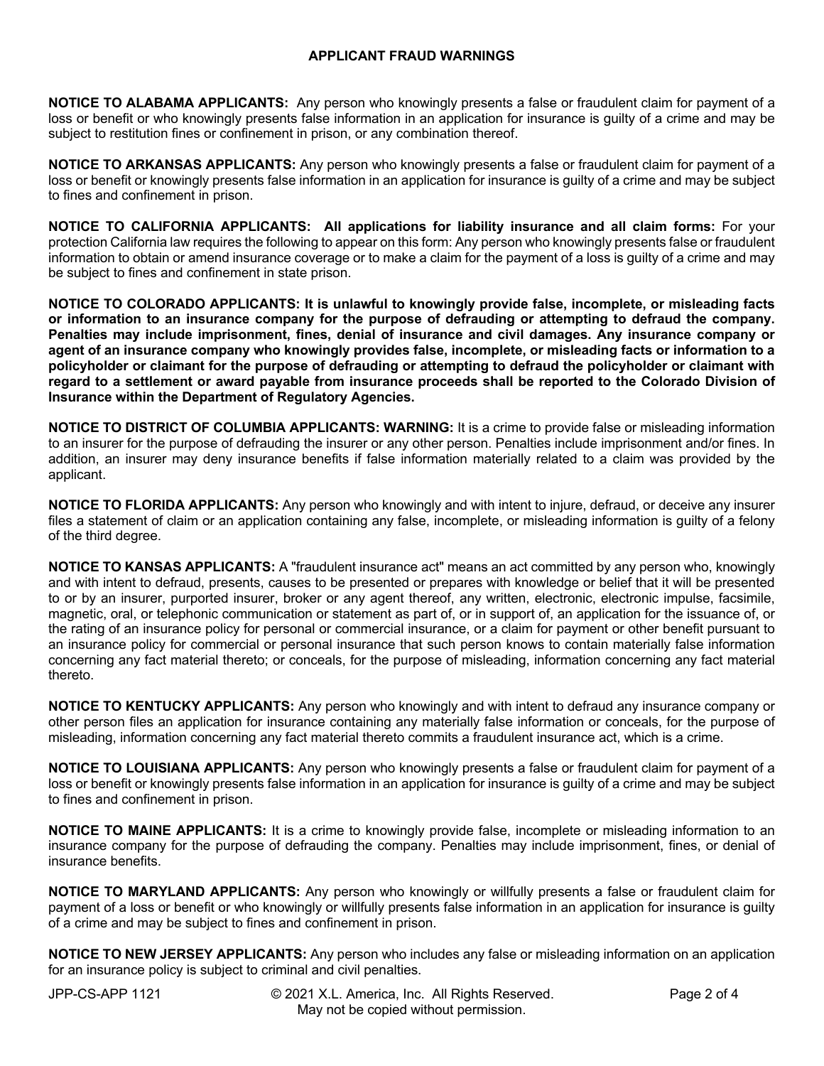## APPLICANT FRAUD WARNINGS

**NOTICE TO ALABAMA APPLICANTS:** Any person who knowingly presents a false or fraudulent claim for payment of a loss or benefit or who knowingly presents false information in an application for insurance is guilty of a crime and may be subject to restitution fines or confinement in prison, or any combination thereof.

**NOTICE TO ARKANSAS APPLICANTS:** Any person who knowingly presents a false or fraudulent claim for payment of a loss or benefit or knowingly presents false information in an application for insurance is guilty of a crime and may be subject to fines and confinement in prison.

**NOTICE TO CALIFORNIA APPLICANTS: All applications for liability insurance and all claim forms:** For your protection California law requires the following to appear on this form: Any person who knowingly presents false or fraudulent information to obtain or amend insurance coverage or to make a claim for the payment of a loss is guilty of a crime and may be subject to fines and confinement in state prison.

**NOTICE TO COLORADO APPLICANTS: It is unlawful to knowingly provide false, incomplete, or misleading facts or information to an insurance company for the purpose of defrauding or attempting to defraud the company. Penalties may include imprisonment, fines, denial of insurance and civil damages. Any insurance company or agent of an insurance company who knowingly provides false, incomplete, or misleading facts or information to a policyholder or claimant for the purpose of defrauding or attempting to defraud the policyholder or claimant with regard to a settlement or award payable from insurance proceeds shall be reported to the Colorado Division of Insurance within the Department of Regulatory Agencies.**

**NOTICE TO DISTRICT OF COLUMBIA APPLICANTS: WARNING:** It is a crime to provide false or misleading information to an insurer for the purpose of defrauding the insurer or any other person. Penalties include imprisonment and/or fines. In addition, an insurer may deny insurance benefits if false information materially related to a claim was provided by the applicant.

**NOTICE TO FLORIDA APPLICANTS:** Any person who knowingly and with intent to injure, defraud, or deceive any insurer files a statement of claim or an application containing any false, incomplete, or misleading information is guilty of a felony of the third degree.

**NOTICE TO KANSAS APPLICANTS:** A "fraudulent insurance act" means an act committed by any person who, knowingly and with intent to defraud, presents, causes to be presented or prepares with knowledge or belief that it will be presented to or by an insurer, purported insurer, broker or any agent thereof, any written, electronic, electronic impulse, facsimile, magnetic, oral, or telephonic communication or statement as part of, or in support of, an application for the issuance of, or the rating of an insurance policy for personal or commercial insurance, or a claim for payment or other benefit pursuant to an insurance policy for commercial or personal insurance that such person knows to contain materially false information concerning any fact material thereto; or conceals, for the purpose of misleading, information concerning any fact material thereto.

**NOTICE TO KENTUCKY APPLICANTS:** Any person who knowingly and with intent to defraud any insurance company or other person files an application for insurance containing any materially false information or conceals, for the purpose of misleading, information concerning any fact material thereto commits a fraudulent insurance act, which is a crime.

**NOTICE TO LOUISIANA APPLICANTS:** Any person who knowingly presents a false or fraudulent claim for payment of a loss or benefit or knowingly presents false information in an application for insurance is guilty of a crime and may be subject to fines and confinement in prison.

**NOTICE TO MAINE APPLICANTS:** It is a crime to knowingly provide false, incomplete or misleading information to an insurance company for the purpose of defrauding the company. Penalties may include imprisonment, fines, or denial of insurance benefits.

**NOTICE TO MARYLAND APPLICANTS:** Any person who knowingly or willfully presents a false or fraudulent claim for payment of a loss or benefit or who knowingly or willfully presents false information in an application for insurance is guilty of a crime and may be subject to fines and confinement in prison.

**NOTICE TO NEW JERSEY APPLICANTS:** Any person who includes any false or misleading information on an application for an insurance policy is subject to criminal and civil penalties.

JPP-CS-APP 1121 © 2021 X.L. America, Inc. All Rights Reserved. May not be copied without permission.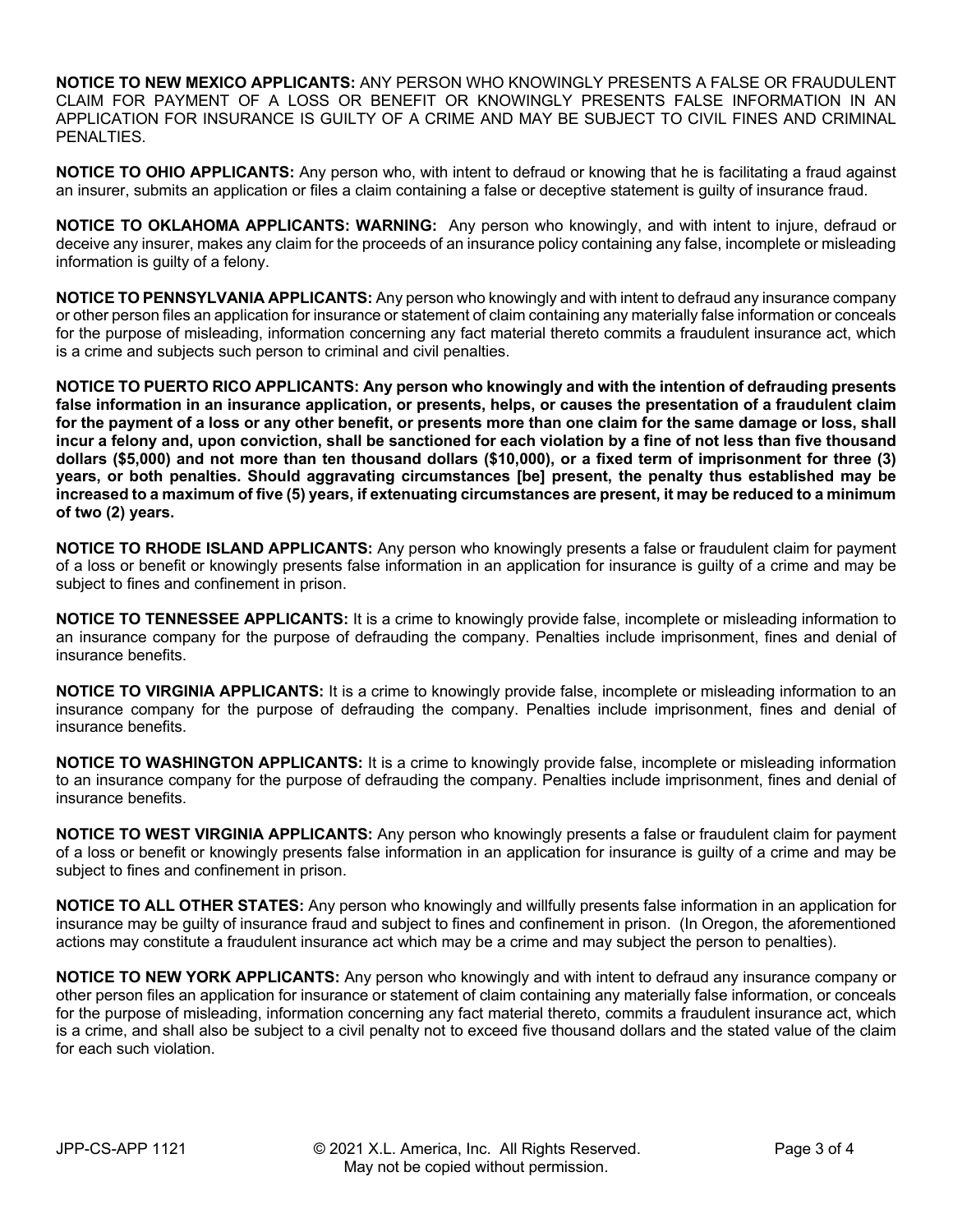**NOTICE TO NEW MEXICO APPLICANTS:** ANY PERSON WHO KNOWINGLY PRESENTS A FALSE OR FRAUDULENT CLAIM FOR PAYMENT OF A LOSS OR BENEFIT OR KNOWINGLY PRESENTS FALSE INFORMATION IN AN APPLICATION FOR INSURANCE IS GUILTY OF A CRIME AND MAY BE SUBJECT TO CIVIL FINES AND CRIMINAL PENALTIES.

**NOTICE TO OHIO APPLICANTS:** Any person who, with intent to defraud or knowing that he is facilitating a fraud against an insurer, submits an application or files a claim containing a false or deceptive statement is guilty of insurance fraud.

**NOTICE TO OKLAHOMA APPLICANTS: WARNING:** Any person who knowingly, and with intent to injure, defraud or deceive any insurer, makes any claim for the proceeds of an insurance policy containing any false, incomplete or misleading information is guilty of a felony.

**NOTICE TO PENNSYLVANIA APPLICANTS:** Any person who knowingly and with intent to defraud any insurance company or other person files an application for insurance or statement of claim containing any materially false information or conceals for the purpose of misleading, information concerning any fact material thereto commits a fraudulent insurance act, which is a crime and subjects such person to criminal and civil penalties.

**NOTICE TO PUERTO RICO APPLICANTS: Any person who knowingly and with the intention of defrauding presents false information in an insurance application, or presents, helps, or causes the presentation of a fraudulent claim for the payment of a loss or any other benefit, or presents more than one claim for the same damage or loss, shall incur a felony and, upon conviction, shall be sanctioned for each violation by a fine of not less than five thousand dollars ($5,000) and not more than ten thousand dollars ($10,000), or a fixed term of imprisonment for three (3) years, or both penalties. Should aggravating circumstances [be] present, the penalty thus established may be increased to a maximum of five (5) years, if extenuating circumstances are present, it may be reduced to a minimum of two (2) years.**

**NOTICE TO RHODE ISLAND APPLICANTS:** Any person who knowingly presents a false or fraudulent claim for payment of a loss or benefit or knowingly presents false information in an application for insurance is guilty of a crime and may be subject to fines and confinement in prison.

**NOTICE TO TENNESSEE APPLICANTS:** It is a crime to knowingly provide false, incomplete or misleading information to an insurance company for the purpose of defrauding the company. Penalties include imprisonment, fines and denial of insurance benefits.

**NOTICE TO VIRGINIA APPLICANTS:** It is a crime to knowingly provide false, incomplete or misleading information to an insurance company for the purpose of defrauding the company. Penalties include imprisonment, fines and denial of insurance benefits.

**NOTICE TO WASHINGTON APPLICANTS:** It is a crime to knowingly provide false, incomplete or misleading information to an insurance company for the purpose of defrauding the company. Penalties include imprisonment, fines and denial of insurance benefits.

**NOTICE TO WEST VIRGINIA APPLICANTS:** Any person who knowingly presents a false or fraudulent claim for payment of a loss or benefit or knowingly presents false information in an application for insurance is guilty of a crime and may be subject to fines and confinement in prison.

**NOTICE TO ALL OTHER STATES:** Any person who knowingly and willfully presents false information in an application for insurance may be guilty of insurance fraud and subject to fines and confinement in prison. (In Oregon, the aforementioned actions may constitute a fraudulent insurance act which may be a crime and may subject the person to penalties).

**NOTICE TO NEW YORK APPLICANTS:** Any person who knowingly and with intent to defraud any insurance company or other person files an application for insurance or statement of claim containing any materially false information, or conceals for the purpose of misleading, information concerning any fact material thereto, commits a fraudulent insurance act, which is a crime, and shall also be subject to a civil penalty not to exceed five thousand dollars and the stated value of the claim for each such violation.

JPP-CS-APP 1121 © 2021 X.L. America, Inc. All Rights Reserved. May not be copied without permission.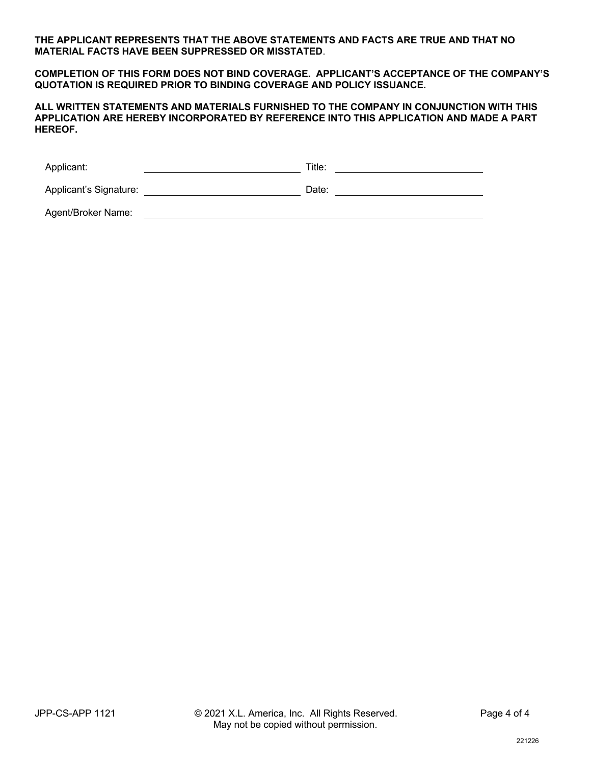**THE APPLICANT REPRESENTS THAT THE ABOVE STATEMENTS AND FACTS ARE TRUE AND THAT NO MATERIAL FACTS HAVE BEEN SUPPRESSED OR MISSTATED**.

**COMPLETION OF THIS FORM DOES NOT BIND COVERAGE. APPLICANT'S ACCEPTANCE OF THE COMPANY'S QUOTATION IS REQUIRED PRIOR TO BINDING COVERAGE AND POLICY ISSUANCE.**

**ALL WRITTEN STATEMENTS AND MATERIALS FURNISHED TO THE COMPANY IN CONJUNCTION WITH THIS APPLICATION ARE HEREBY INCORPORATED BY REFERENCE INTO THIS APPLICATION AND MADE A PART HEREOF.**

| | | | |
|---|---|---|---|
| Applicant: | ____________________ | Title: | ____________________ |
| Applicant's Signature: | ____________________ | Date: | ____________________ |
| Agent/Broker Name: | ____________________ | | |

JPP-CS-APP 1121 © 2021 X.L. America, Inc. All Rights Reserved. May not be copied without permission.

221226